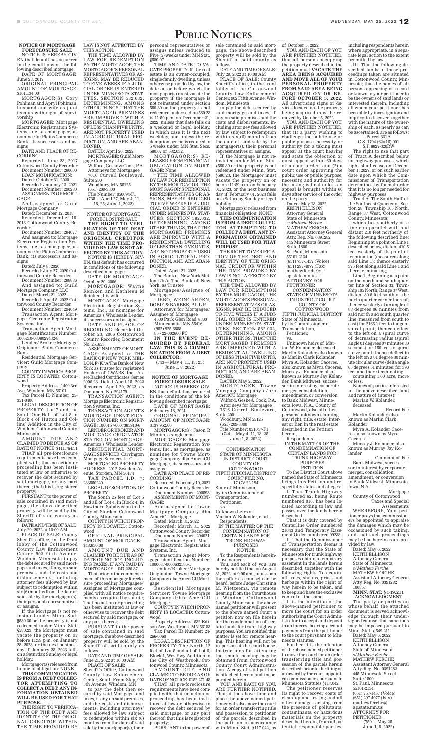# Public Notices

**NOTICE OF MORTGAGE FORECLOSURE SALE**

NOTICE IS HEREBY GIVEN that default has occurred in the conditions of the following described mortgage:

DATE OF MORTGAGE: June 23, 2017

ORIGINAL PRINCIPAL AMOUNT OF MORTGAGE: $101,134.00

MORTGAGOR(S): Cory Pohlman and Apryl Pohlman, husband and wife as joint tenants with right of survivorship

MORTGAGEE: Mortgage Electronic Registration Systems, Inc., as mortgagee, as nominee for Plains Commerce Bank, its successors and assigns

DATE AND PLACE OF RECORDING:

Recorded: June 23, 2017 Cottonwood County Recorder

Document Number: 280600

LOAN MODIFICATION: Dated: October 31, 2020

Recorded: January 13, 2021

Document Number: 290280

ASSIGNMENTS OF MORTGAGE:

And assigned to: Guild Mortgage Company

Dated: December 12, 2018

Recorded: December 18, 2018 Cottonwood County Recorder

Document Number: 284677

And assigned to: Mortgage Electronic Registration Systems, Inc., as mortgagee, as nominee for Plains Commerce Bank, its successors and assigns

Dated: July 8, 2020

Recorded: July 27, 2020 Cottonwood County Recorder

Document Number: 288886

And assigned to: Guild Mortgage Company LLC

Dated: March 21, 2022

Recorded: April 5, 2022 Cottonwood County Recorder

Document Number: 294049

Transaction Agent: Mortgage Electronic Registration Systems, Inc.

Transaction Agent Mortgage Identification Number: 1005210-0808027432-8

Lender/Broker/Mortgage Originator: Plains Commerce Bank

Residential Mortgage Servicer: Guild Mortgage Company

COUNTY IN WHICH PROPERTY IS LOCATED: Cottonwood

Property Address: 1409 3rd Ave, Windom, MN 56101

Tax Parcel ID Number: 25-351-0400

LEGAL DESCRIPTION OF PROPERTY: Lot 7 and the South One-Half of Lot 8 in Block 4 of Hutton and Collins Addition in the City of Windom, Cottonwood County, Minnesota

AMOUNT DUE AND CLAIMED TO BE DUE AS OF DATE OF NOTICE: $111,764.51

THAT all pre-foreclosure requirements have been complied with; that no action or proceeding has been instituted at law or otherwise to recover the debt secured by said mortgage, or any part thereof; that this is registered property;

PURSUANT to the power of sale contained in said mortgage, the above-described property will be sold by the Sheriff of said county as follows:

DATE AND TIME OF SALE: July 29, 2022 at 10:00 AM

PLACE OF SALE: County Sheriff's office, in the front lobby of the Cottonwood County Law Enforcement Center, 902 Fifth Avenue, Windom, Minnesota to pay the debt secured by said mortgage and taxes, if any, on said premises and the costs and disbursements, including attorney fees allowed by law, subject to redemption within six (6) months from the date of said sale by the mortgagor(s), their personal representatives or assigns.

If the Mortgage is not reinstated under Minn. Stat. §580.30 or the property is not redeemed under Minn. Stat. §580.23, the Mortgagor must vacate the property on or before 11:59 p.m. on January 28, 2023, or the next business day if January 28, 2023 falls on a Saturday, Sunday or legal holiday.

Mortgagor(s) released from financial obligation: NONE

**THIS COMMUNICATION IS FROM A DEBT COLLECTOR ATTEMPTING TO COLLECT A DEBT. ANY INFORMATION OBTAINED WILL BE USED FOR THAT PURPOSE.**

THE RIGHT TO VERIFICATION OF THE DEBT AND IDENTITY OF THE ORIGINAL CREDITOR WITHIN THE TIME PROVIDED BY LAW IS NOT AFFECTED BY THIS ACTION.

THE TIME ALLOWED BY LAW FOR REDEMPTION BY THE MORTGAGOR, THE MORTGAGOR'S PERSONAL REPRESENTATIVES OR ASSIGNS, MAY BE REDUCED TO FIVE WEEKS IF A JUDICIAL ORDER IS ENTERED UNDER MINNESOTA STATUTES, SECTION 582.032, DETERMINING, AMONG OTHER THINGS, THAT THE MORTGAGED PREMISES ARE IMPROVED WITH A RESIDENTIAL DWELLING OF LESS THAN FIVE UNITS, ARE NOT PROPERTY USED IN AGRICULTURAL PRODUCTION, AND ARE ABANDONED.

DATED: April 20, 2022

MORTGAGEE: Guild Mortgage Company LLC

Wilford, Geske & Cook, P.A.
Attorneys for Mortgagee
7616 Currell Boulevard, Suite 200
Woodbury, MN 55125
(651) 209-3300
File Number: 050694-F1

(738— April 27; May 4, 11, 18, 25; June 1, 2022)

---

**NOTICE OF MORTGAGE FORECLOSURE SALE**

**THE RIGHT TO VERIFICATION OF THE DEBT AND IDENTITY OF THE ORIGINAL CREDITOR WITHIN THE TIME PROVIDED BY LAW IS NOT AFFECTED BY THIS ACTION.**

NOTICE IS HEREBY GIVEN, that default has occurred in conditions of the following described mortgage:

DATE OF MORTGAGE: October 20, 2006

MORTGAGOR: Wayne Reinken and Kathleen M Reinken, his wife.

MORTGAGEE: Mortgage Electronic Registration Systems, Inc., as nominee for America's Wholesale Lender, its successors and assigns.

DATE AND PLACE OF RECORDING: Recorded October 23, 2006 Cottonwood County Recorder, Document No. 251653.

ASSIGNMENTS OF MORTGAGE: Assigned to: THE BANK OF NEW YORK MELLON, F/K/A The Bank of New York as trustee for registered Holders of CWABS, Inc., Asset-Backed Certificates, Series 2006-23. Dated April 15, 2022 Recorded April 20, 2022, as Document No. 294179.

TRANSACTION AGENT: Mortgage Electronic Registration Systems, Inc.

TRANSACTION AGENT'S MORTGAGE IDENTIFICATION NUMBER ON MORTGAGE: 1000157-0007385910-6

LENDER OR BROKER AND MORTGAGE ORIGINATOR STATED ON MORTGAGE: America's Wholesale Lender

RESIDENTIAL MORTGAGE SERVICER: Carrington Mortgage Services LLC

MORTGAGED PROPERTY ADDRESS: 2012 Sweden Avenue, Storden, MN 56174

TAX PARCEL I.D. #: 233550220

LEGAL DESCRIPTION OF PROPERTY:

The South 25 feet of Lot 5 and all of Lot 4, in Block 4, in Hawthorn Subdivision to the City of Storden, Cottonwood County, Minnesota.

COUNTY IN WHICH PROPERTY IS LOCATED: Cottonwood

ORIGINAL PRINCIPAL AMOUNT OF MORTGAGE: $48,830.00

AMOUNT DUE AND CLAIMED TO BE DUE AS OF DATE OF NOTICE, INCLUDING TAXES, IF ANY, PAID BY MORTGAGEE: $47,226.87

That prior to the commencement of this mortgage foreclosure proceeding Mortgagee/Assignee of Mortgagee complied with all notice requirements as required by statute; That no action or proceeding has been instituted at law or otherwise to recover the debt secured by said mortgage, or any part thereof;

PURSUANT to the power of sale contained in said mortgage, the above described property will be sold by the Sheriff of said county as follows:

DATE AND TIME OF SALE: June 21, 2022 at 10:00 AM

PLACE OF SALE: Sheriff's Office, Cottonwood County Law Enforcement Center, South Front Step, 902 5th Avenue, Windom, MN

to pay the debt then secured by said Mortgage, and taxes, if any, on said premises, and the costs and disbursements, including attorneys' fees allowed by law subject to redemption within six (6) months from the date of said sale by the mortgagor(s), their personal representatives or assigns unless reduced to Five (5) weeks under MN Stat. §580.07.

TIME AND DATE TO VACATE PROPERTY: If the real estate is an owner-occupied, single-family dwelling, unless otherwise provided by law, the date on or before which the mortgagor(s) must vacate the property if the mortgage is not reinstated under section 580.30 or the property is not redeemed under section 580.23 is 11:59 p.m. on December 21, 2022, unless that date falls on a weekend or legal holiday, in which case it is the next weekday, and unless the redemption period is reduced to 5 weeks under MN Stat. Secs. 580.07 or 582.032.

MORTGAGOR(S) RELEASED FROM FINANCIAL OBLIGATION ON MORTGAGE: None

"THE TIME ALLOWED BY LAW FOR REDEMPTION BY THE MORTGAGOR, THE MORTGAGOR'S PERSONAL REPRESENTATIVES OR ASSIGNS, MAY BE REDUCED TO FIVE WEEKS IF A JUDICIAL ORDER IS ENTERED UNDER MINNESOTA STATUTES, SECTION 582.032, DETERMINING, AMONG OTHER THINGS, THAT THE MORTGAGED PREMISES ARE IMPROVED WITH A RESIDENTIAL DWELLING OF LESS THAN FIVE UNITS, ARE NOT PROPERTY USED IN AGRICULTURAL PRODUCTION, AND ARE ABANDONED."

Dated: April 21, 2022

The Bank of New York Mellon f/k/a The Bank of New York, as Trustee

Mortgagee/Assignee of Mortgagee

LIEBO, WEINGARDEN, DOBIE & BARBEE, P.L.L.P.
Attorneys for Mortgagee/Assignee of Mortgagee
4500 Park Glen Road #300
Minneapolis, MN 55416
(952) 925-6888
85 - 22-002606 FC

**IN THE EVENT REQUIRED BY FEDERAL LAW: THIS IS A COMMUNICATION FROM A DEBT COLLECTOR.**

(743— May 4, 11, 18, 25; June 1, 8, 2022)

---

**NOTICE OF MORTGAGE FORECLOSURE SALE**

NOTICE IS HEREBY GIVEN that default has occurred in the conditions of the following described mortgage:

DATE OF MORTGAGE: February 18, 2021

ORIGINAL PRINCIPAL AMOUNT OF MORTGAGE: $137,952.00

MORTGAGOR(S): Jason R Minion, a single man

MORTGAGEE: Mortgage Electronic Registration Systems, Inc., as mortgagee, as nominee for Towne Mortgage Company dba AmeriCU Mortgage, its successors and assigns

DATE AND PLACE OF RECORDING:

Recorded: February 19, 2021 Cottonwood County Recorder

Document Number: 290598

ASSIGNMENTS OF MORTGAGE:

And assigned to: Towne Mortgage Company dba AmeriCU Mortgage

Dated: March 31, 2022

Recorded: March 31, 2022 Cottonwood County Recorder

Document Number: 294021

Transaction Agent: Mortgage Electronic Registration Systems, Inc.

Transaction Agent Mortgage Identification Number: 1000637-0000632396-1

Lender/Broker/Mortgage Originator: Towne Mortgage Company dba AmeriCU Mortgage

Residential Mortgage Servicer: Towne Mortgage Company d/b/a AmeriCU Mortgage

COUNTY IN WHICH PROPERTY IS LOCATED: Cottonwood

Property Address: 632 Edison Ave, Westbrook, MN 56183

Tax Parcel ID Number: 24-266-0060

LEGAL DESCRIPTION OF PROPERTY: The North 12 feet of Lot 5 and all of Lot 6, Block 1, Wes Ewy Addition to the City of Westbrook, Cottonwood County, Minnesota

AMOUNT DUE AND CLAIMED TO BE DUE AS OF DATE OF NOTICE: $152,271.48

THAT all pre-foreclosure requirements have been complied with; that no action or proceeding has been instituted at law or otherwise to recover the debt secured by said mortgage, or any part thereof; that this is registered property;

PURSUANT to the power of sale contained in said mortgage, the above-described property will be sold by the Sheriff of said county as follows:

DATE AND TIME OF SALE: July 29, 2022 at 10:00 AM

PLACE OF SALE: County Sheriff's office, in the front lobby of the Cottonwood County Law Enforcement Center, 902 Fifth Avenue, Windom, Minnesota

to pay the debt secured by said mortgage and taxes, if any, on said premises and the costs and disbursements, including attorney fees allowed by law, subject to redemption within six (6) months from the date of said sale by the mortgagor(s), their personal representatives or assigns.

If the Mortgage is not reinstated under Minn. Stat. §580.30 or the property is not redeemed under Minn. Stat. §580.23, the Mortgagor must vacate the property on or before 11:59 p.m. on February 01, 2023, or the next business day if February 01, 2023 falls on a Saturday, Sunday or legal holiday.

Mortgagor(s) released from financial obligation: NONE

**THIS COMMUNICATION IS FROM A DEBT COLLECTOR ATTEMPTING TO COLLECT A DEBT. ANY INFORMATION OBTAINED WILL BE USED FOR THAT PURPOSE.**

THE RIGHT TO VERIFICATION OF THE DEBT AND IDENTITY OF THE ORIGINAL CREDITOR WITHIN THE TIME PROVIDED BY LAW IS NOT AFFECTED BY THIS ACTION.

THE TIME ALLOWED BY LAW FOR REDEMPTION BY THE MORTGAGOR, THE MORTGAGOR'S PERSONAL REPRESENTATIVES OR ASSIGNS, MAY BE REDUCED TO FIVE WEEKS IF A JUDICIAL ORDER IS ENTERED UNDER MINNESOTA STATUTES, SECTION 582.032, DETERMINING, AMONG OTHER THINGS, THAT THE MORTGAGED PREMISES ARE IMPROVED WITH A RESIDENTIAL DWELLING OF LESS THAN FIVE UNITS, ARE NOT PROPERTY USED IN AGRICULTURAL PRODUCTION, AND ARE ABANDONED.

DATED: May 2, 2022

MORTGAGEE: Towne Mortgage Company d/b/a AmeriCU Mortgage

Wilford, Geske & Cook, P.A.
Attorneys for Mortgagee
7616 Currell Boulevard, Suite 200
Woodbury, MN 55125
(651) 209-3300
File Number: 051047-F1

(744— May 4, 11, 18, 25; June 1, 8, 2022)

---

CONDEMNATION
STATE OF MINNESOTA
IN DISTRICT COURT
COUNTY OF COTTONWOOD
FIFTH JUDICIAL DISTRICT
COURT FILE NO. 17-CV-22-194

State of Minnesota, by its Commissioner of Transportation, Petitioner,

vs.

Unknown heirs of Marian W. Kolander, et al. Respondents.

IN THE MATTER OF THE CONDEMNATION OF CERTAIN LANDS FOR TRUNK HIGHWAY PURPOSES

NOTICE

To the Respondents hereinabove named:

You, and each of you, are hereby notified that on August 31, 2022, at 9:00 a.m., or as soon thereafter as counsel can be heard, before Judge Christina M. Wietzema, via remote hearing from the Courthouse at Windom, Cottonwood County, Minnesota, the above named petitioner will present to the above named Court a petition now on file herein for the condemnation of certain lands for trunk highway purposes. You are notified this matter is set for remote hearing. This hearing will not be in person at the courthouse. Instructions for attending the remote hearing may be obtained from Cottonwood County Court Administration. A copy of said petition is attached hereto and incorporated herein.

YOU, AND EACH OF YOU, ARE FURTHER NOTIFIED, That at the above time and place the above-named petitioner will also move the court for an order transferring title and possession to petitioner of the parcels described in the petition in accordance with Minn. Stat. §117.042, as of October 5, 2022.

YOU, AND EACH OF YOU, ARE FURTHER NOTIFIED, that all persons occupying the property described in the petition must **VACATE THE AREA BEING ACQUIRED AND MOVE ALL OF YOUR PERSONAL PROPERTY FROM SAID AREA BEING ACQUIRED ON OR BEFORE OCTOBER 5, 2022.** All advertising signs or devices located on the property being acquired must be removed by October 5, 2022.

YOU, AND EACH OF YOU, ARE FURTHER NOTIFIED, that (1) a party wishing to challenge the public use or public purpose, necessity, or authority for a taking must appear at the court hearing and state the objection or must appeal within 60 days of a court order; and (2) a court order approving the public use or public purpose, necessity, and authority for the taking is final unless an appeal is brought within 60 days after service of the order on the party.

Dated: May 13, 2022

KEITH ELLISON
Attorney General
State of Minnesota
*s/Mathew Ferche*
MATHEW FERCHE
Assistant Attorney General
Atty. Reg. No. 0391282
445 Minnesota Street
Suite 1800
St. Paul, Minnesota 55101-2134
(651) 757-1457 (Voice)
(651) 297-4077 (Fax)
mathew.ferche@ag.state.mn.us
ATTORNEY FOR PETITIONER

CONDEMNATION
STATE OF MINNESOTA
IN DISTRICT COURT
COUNTY OF COTTONWOOD
FIFTH JUDICIAL DISTRICT

State of Minnesota, by its Commissioner of Transportation, Petitioner,

vs.

Unknown heirs of Marian W. Kolander, deceased, Marlin Kolander, also known as Marlin Clark Kolander, Myra A. Kolander Caceres, also known as Myra Caceres, Murray J. Kolander, also known as Murray Jay Kolander, Bank Midwest, successor in interest by corporate merger, consolidation, amendment, or conversion to Bank Midwest, Minnesota Iowa, N.A., County of Cottonwood, also all other persons unknown claiming any right, title, estate, interest or lien in the real estate described in the Petition herein,

Respondents.

IN THE MATTER OF THE CONDEMNATION OF CERTAIN LANDS FOR TRUNK HIGHWAY PURPOSES

PETITION

To the District Court above named the State of Minnesota brings this Petition and respectfully states and alleges:

I. That Trunk Highway numbered 62, being Route numbered 016, has been located according to law and passes over the lands herein described.

That it is duly covered by Centerline Order numbered 21043 and Temporary Easement Order numbered 99238.

II. That the Commissioner of Transportation deems it necessary that the State of Minnesota for trunk highway purposes obtain a temporary easement in the lands herein described, together with the following rights: To acquire all trees, shrubs, grass and herbage within the right of way herein to be taken, and to keep and have the exclusive control of the same.

It is the intention of the above-named petitioner to move the court for an order authorizing the Court Administrator to accept and deposit in an interest bearing account payments from the petitioner to the court pursuant to Minnesota statutes.

Further, it is the intention of the above-named petitioner to move the court for an order transferring title and possession of the parcels herein described, prior to the filing of an award by the court appointed commissioners, pursuant to Minnesota Statutes §117.042.

The petitioner reserves its right to recover costs of clean up and testing and all other damages arising from the presence of pollutants, contaminants, or hazardous materials on the property described herein, from all potential responsible parties, including respondents herein where appropriate, in a separate legal action to the extent permitted by law.

III. That the following described lands in these proceedings taken are situated in Cottonwood County, Minnesota; that the names of all persons appearing of record or known to your petitioner to be the owners of said lands or interested therein, including all whom your petitioner has been able by investigation and inquiry to discover, together with the nature of the ownership of each, as nearly as can be ascertained, are as follows:

Parcel 331A
C.S. 1704 (62=16) 901
S.P. 8827-320RW

The right to use that part of Tract A described below for highway purposes, which right shall cease on December 1, 2027, or on such earlier date upon which the Commissioner of Transportation determines by formal order that it is no longer needed for highway purposes:

Tract A. The South Half of the Southeast Quarter of Section 28, Township 105 North, Range 37 West, Cottonwood County, Minnesota;

which lies southerly of a line run parallel with and distant 210 feet northerly of the following described line: Beginning at a point on Line 1 described below, distant 410.5 feet westerly of its point of termination (measured along said Line 1); thence easterly 375 feet along said Line 1 and there terminating;

Line 1. Beginning at a point on the north and south quarter line of Section 33, Township 105 North, Range 37 West, distant 30.6 feet south of the north quarter corner thereof; thence westerly at an angle of 88 degrees 06 minutes from said north and south quarter line (measured from south to east) for 2166.1 feet to tangent spiral point; thence deflect to the left on a spiral curve of decreasing radius (spiral angle 01 degrees 07 minutes 30 seconds) for 150 feet to spiral curve point; thence deflect to the left on a 01 degree 30 minute circular curve (delta angle 05 degrees 51 minutes) for 390 feet and there terminating;

containing 1.00 acre, more or less.

Names of parties interested in the above described land and nature of interest:

Marian W. Kolander, deceased

Record Fee

Marlin Kolander, also known as Marlin Clark Kolander

Myra A. Kolander Caceres, also known as Myra Caceres

Murray J. Kolander, also known as Murray Jay Kolander

Claimant of Fee

Bank Midwest, successor in interest by corporate merger, consolidation, amendment, or conversion to Bank Midwest, Minnesota Iowa, N.A.

Mortgage

County of Cottonwood

Taxes and Special Assessments

WHEREFORE, Your petitioner prays that commissioners be appointed to appraise the damages which may be occasioned by such taking, and that such proceedings may be had herein as are provided by law.

Dated: May 6, 2022

KEITH ELLISON
Attorney General
State of Minnesota
*s/Mathew Ferche*
MATHEW FERCHE
Assistant Attorney General
Atty. Reg. No. 0391282
100657

**MINN. STAT. § 549.211 ACKNOWLEDGMENT**

The party or parties on whose behalf the attached document is served acknowledge through their undersigned counsel that sanctions may be imposed pursuant to Minn. Stat. § 549.211.

Dated: May 6, 2022

KEITH ELLISON
Attorney General
State of Minnesota
*s/Mathew Ferche*
MATHEW FERCHE
Assistant Attorney General
Atty. Reg. No. 0391282
445 Minnesota Street
Suite 1800
St. Paul, Minnesota 55101-2134
(651) 757-1457 (Voice)
(651) 297-4077 (Fax)
mathew.ferche@ag.state.mn.us
ATTORNEY FOR PETITIONER

(750— May 25; June 1, 8, 2022)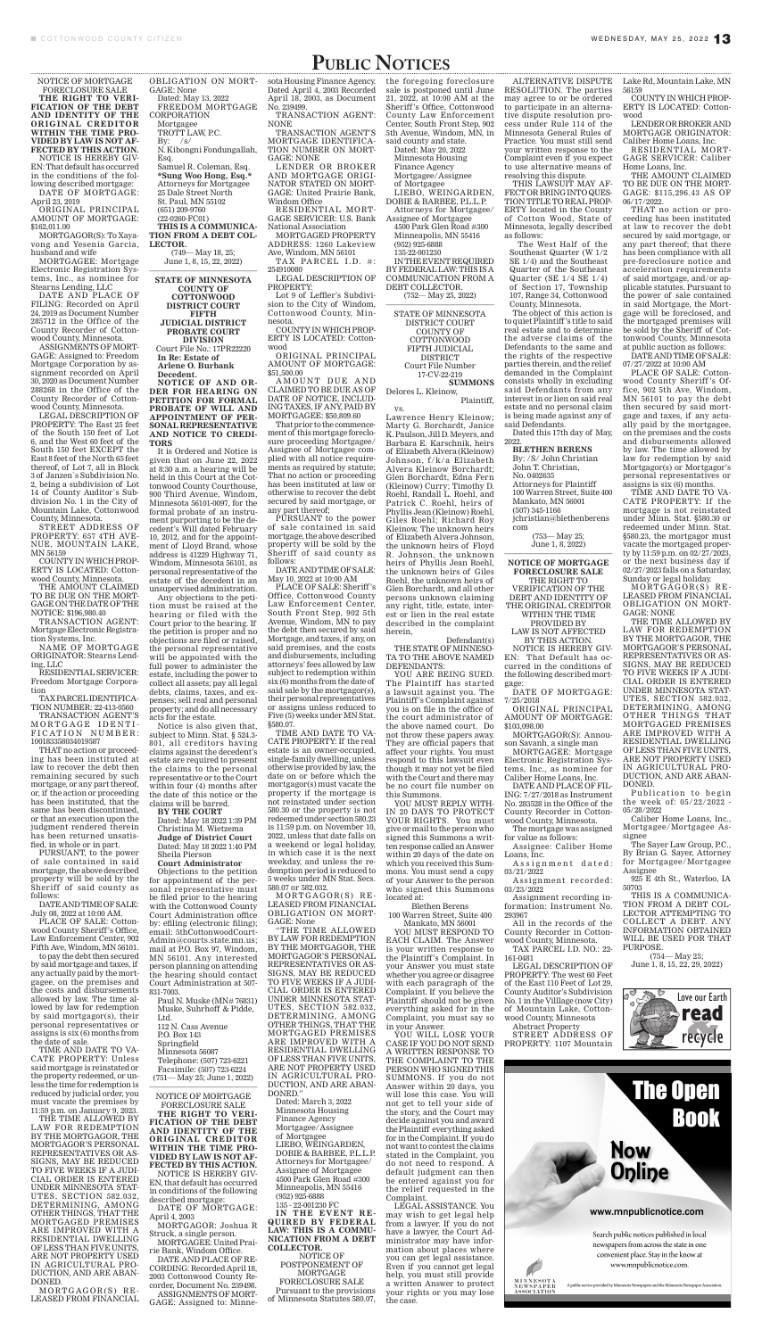# PUBLIC NOTICES

NOTICE OF MORTGAGE FORECLOSURE SALE

**THE RIGHT TO VERIFICATION OF THE DEBT AND IDENTITY OF THE ORIGINAL CREDITOR WITHIN THE TIME PROVIDED BY LAW IS NOT AFFECTED BY THIS ACTION.**

NOTICE IS HEREBY GIVEN: That default has occurred in the conditions of the following described mortgage:

DATE OF MORTGAGE: April 23, 2019

ORIGINAL PRINCIPAL AMOUNT OF MORTGAGE: $162,011.00

MORTGAGOR(S): To Xayavong and Yesenia Garcia, husband and wife

MORTGAGEE: Mortgage Electronic Registration Systems, Inc., as nominee for Stearns Lending, LLC

DATE AND PLACE OF FILING: Recorded on April 24, 2019 as Document Number 285712 in the Office of the County Recorder of Cottonwood County, Minnesota.

ASSIGNMENTS OF MORTGAGE: Assigned to: Freedom Mortgage Corporation by assignment recorded on April 30, 2020 as Document Number 288268 in the Office of the County Recorder of Cottonwood County, Minnesota.

LEGAL DESCRIPTION OF PROPERTY: The East 25 feet of the South 150 feet of Lot 6, and the West 60 feet of the South 150 feet EXCEPT the East 8 feet of the North 65 feet thereof, of Lot 7, all in Block 3 of Janzen`s Subdivision No. 2, being a subdivision of Lot 14 of County Auditor`s Subdivision No. 1 in the City of Mountain Lake, Cottonwood County, Minnesota.

STREET ADDRESS OF PROPERTY: 637 4TH AVENUE, MOUNTAIN LAKE, MN 56159

COUNTY IN WHICH PROPERTY IS LOCATED: Cottonwood County, Minnesota.

THE AMOUNT CLAIMED TO BE DUE ON THE MORTGAGE ON THE DATE OF THE NOTICE: $196,980.40

TRANSACTION AGENT: Mortgage Electronic Registration Systems, Inc.

NAME OF MORTGAGE ORIGINATOR: Stearns Lending, LLC

RESIDENTIAL SERVICER: Freedom Mortgage Corporation

TAX PARCEL IDENTIFICATION NUMBER: 22-413-0560

TRANSACTION AGENT'S MORTGAGE IDENTIFICATION NUMBER: 100183358034019587

THAT no action or proceeding has been instituted at law to recover the debt then remaining secured by such mortgage, or any part thereof, or, if the action or proceeding has been instituted, that the same has been discontinued, or that an execution upon the judgment rendered therein has been returned unsatisfied, in whole or in part.

PURSUANT, to the power of sale contained in said mortgage, the above described property will be sold by the Sheriff of said county as follows:

DATE AND TIME OF SALE: July 08, 2022 at 10:00 AM.

PLACE OF SALE: Cottonwood County Sheriff's Office, Law Enforcement Center, 902 Fifth Ave, Windom, MN 56101.

to pay the debt then secured by said mortgage and taxes, if any actually paid by the mortgagee, on the premises and the costs and disbursements allowed by law. The time allowed by law for redemption by said mortgagor(s), their personal representatives or assigns is six (6) months from the date of sale.

TIME AND DATE TO VACATE PROPERTY: Unless said mortgage is reinstated or the property redeemed, or unless the time for redemption is reduced by judicial order, you must vacate the premises by 11:59 p.m. on January 9, 2023.

THE TIME ALLOWED BY LAW FOR REDEMPTION BY THE MORTGAGOR, THE MORTGAGOR'S PERSONAL REPRESENTATIVES OR ASSIGNS, MAY BE REDUCED TO FIVE WEEKS IF A JUDICIAL ORDER IS ENTERED UNDER MINNESOTA STATUTES, SECTION 582.032, DETERMINING, AMONG OTHER THINGS, THAT THE MORTGAGED PREMISES ARE IMPROVED WITH A RESIDENTIAL DWELLING OF LESS THAN FIVE UNITS, ARE NOT PROPERTY USED IN AGRICULTURAL PRODUCTION, AND ARE ABANDONED.

MORTGAGOR(S) RELEASED FROM FINANCIAL OBLIGATION ON MORTGAGE: None

Dated: May 13, 2022

FREEDOM MORTGAGE CORPORATION
Mortgagee
TROTT LAW, P.C.
By: /s/
N. Kibongni Fondungallah, Esq.
Samuel R. Coleman, Esq.
***Sung Woo Hong, Esq.***
Attorneys for Mortgagee
25 Dale Street North
St. Paul, MN 55102
(651) 209-9760
(22-0260-FC01)

**THIS IS A COMMUNICATION FROM A DEBT COLLECTOR.**

(749— May 18, 25; June 1, 8, 15, 22, 2022)

---

**STATE OF MINNESOTA COUNTY OF COTTONWOOD DISTRICT COURT FIFTH JUDICIAL DISTRICT PROBATE COURT DIVISION**
Court File No.: 17-PR22220

**In Re: Estate of Arlene O. Burbank Decedent.**

**NOTICE OF AND ORDER FOR HEARING ON PETITION FOR FORMAL PROBATE OF WILL AND APPOINTMENT OF PERSONAL REPRESENTATIVE AND NOTICE TO CREDITORS**

It is Ordered and Notice is given that on June 22, 2022 at 8:30 a.m. a hearing will be held in this Court at the Cottonwood County Courthouse, 900 Third Avenue, Windom, Minnesota 56101-0097, for the formal probate of an instrument purporting to be the decedent's Will dated February 10, 2012, and for the appointment of Lloyd Brand, whose address is 41229 Highway 71, Windom, Minnesota 56101, as personal representative of the estate of the decedent in an unsupervised administration.

Any objections to the petition must be raised at the hearing or filed with the Court prior to the hearing. If the petition is proper and no objections are filed or raised, the personal representative will be appointed with the full power to administer the estate, including the power to collect all assets; pay all legal debts, claims, taxes, and expenses; sell real and personal property; and do all necessary acts for the estate.

Notice is also given that, subject to Minn. Stat. § 524.3-801, all creditors having claims against the decedent's estate are required to present the claims to the personal representative or to the Court within four (4) months after the date of this notice or the claims will be barred.

**BY THE COURT**
Dated: May 18 2022 1:39 PM
Christina M. Wietzema
**Judge of District Court**
Dated: May 18 2022 1:40 PM
Sheila Pierson
**Court Administrator**

Objections to the petition for appointment of the personal representative must be filed prior to the hearing with the Cottonwood County Court Administration office by: efiling (electronic filing); email: 5thCottonwoodCourtAdmin@courts.state.mn.us; mail at P.O. Box 97, Windom, MN 56101. Any interested person planning on attending the hearing should contact Court Administration at 507-831-7003.

Paul N. Muske (MN# 76831)
Muske, Suhrhoff & Pidde, Ltd.
112 N. Cass Avenue
P.O. Box 143
Springfield
Minnesota 56087
Telephone: (507) 723-6221
Facsimile: (507) 723-6224
(751— May 25; June 1, 2022)

---

NOTICE OF MORTGAGE FORECLOSURE SALE

**THE RIGHT TO VERIFICATION OF THE DEBT AND IDENTITY OF THE ORIGINAL CREDITOR WITHIN THE TIME PROVIDED BY LAW IS NOT AFFECTED BY THIS ACTION.**

NOTICE IS HEREBY GIVEN, that default has occurred in conditions of the following described mortgage:

DATE OF MORTGAGE: April 4, 2003

MORTGAGOR: Joshua R Struck, a single person.

MORTGAGEE: United Prairie Bank, Windom Office.

DATE AND PLACE OF RECORDING: Recorded April 18, 2003 Cottonwood County Recorder, Document No. 239498.

ASSIGNMENTS OF MORTGAGE: Assigned to: Minnesota Housing Finance Agency. Dated April 4, 2003 Recorded April 18, 2003, as Document No. 239499.

TRANSACTION AGENT: NONE

TRANSACTION AGENT'S MORTGAGE IDENTIFICATION NUMBER ON MORTGAGE: NONE

LENDER OR BROKER AND MORTGAGE ORIGINATOR STATED ON MORTGAGE: United Prairie Bank, Windom Office

RESIDENTIAL MORTGAGE SERVICER: U.S. Bank National Association

MORTGAGED PROPERTY ADDRESS: 1260 Lakeview Ave, Windom, MN 56101

TAX PARCEL I.D. #: 254910080

LEGAL DESCRIPTION OF PROPERTY:

Lot 9 of Leffler's Subdivision to the City of Windom, Cottonwood County, Minnesota.

COUNTY IN WHICH PROPERTY IS LOCATED: Cottonwood

ORIGINAL PRINCIPAL AMOUNT OF MORTGAGE: $51,500.00

AMOUNT DUE AND CLAIMED TO BE DUE AS OF DATE OF NOTICE, INCLUDING TAXES, IF ANY, PAID BY MORTGAGEE: $50,809.60

That prior to the commencement of this mortgage foreclosure proceeding Mortgagee/Assignee of Mortgagee complied with all notice requirements as required by statute; That no action or proceeding has been instituted at law or otherwise to recover the debt secured by said mortgage, or any part thereof;

PURSUANT to the power of sale contained in said mortgage, the above described property will be sold by the Sheriff of said county as follows:

DATE AND TIME OF SALE: May 10, 2022 at 10:00 AM

PLACE OF SALE: Sheriff's Office, Cottonwood County Law Enforcement Center, South Front Step, 902 5th Avenue, Windom, MN to pay the debt then secured by said Mortgage, and taxes, if any, on said premises, and the costs and disbursements, including attorneys' fees allowed by law subject to redemption within six (6) months from the date of said sale by the mortgagor(s), their personal representatives or assigns unless reduced to Five (5) weeks under MN Stat. §580.07.

TIME AND DATE TO VACATE PROPERTY: If the real estate is an owner-occupied, single-family dwelling, unless otherwise provided by law, the date on or before which the mortgagor(s) must vacate the property if the mortgage is not reinstated under section 580.30 or the property is not redeemed under section 580.23 is 11:59 p.m. on November 10, 2022, unless that date falls on a weekend or legal holiday, in which case it is the next weekday, and unless the redemption period is reduced to 5 weeks under MN Stat. Secs. 580.07 or 582.032.

MORTGAGOR(S) RELEASED FROM FINANCIAL OBLIGATION ON MORTGAGE: None

"THE TIME ALLOWED BY LAW FOR REDEMPTION BY THE MORTGAGOR, THE MORTGAGOR'S PERSONAL REPRESENTATIVES OR ASSIGNS, MAY BE REDUCED TO FIVE WEEKS IF A JUDICIAL ORDER IS ENTERED UNDER MINNESOTA STATUTES, SECTION 582.032, DETERMINING, AMONG OTHER THINGS, THAT THE MORTGAGED PREMISES ARE IMPROVED WITH A RESIDENTIAL DWELLING OF LESS THAN FIVE UNITS, ARE NOT PROPERTY USED IN AGRICULTURAL PRODUCTION, AND ARE ABANDONED."

Dated: March 3, 2022
Minnesota Housing Finance Agency
Mortgagee/Assignee of Mortgagee
LIEBO, WEINGARDEN, DOBIE & BARBEE, P.L.L.P.
Attorneys for Mortgagee/Assignee of Mortgagee
4500 Park Glen Road #300
Minneapolis, MN 55416
(952) 925-6888
135 - 22-001230 FC

**IN THE EVENT REQUIRED BY FEDERAL LAW: THIS IS A COMMUNICATION FROM A DEBT COLLECTOR.**

NOTICE OF POSTPONEMENT OF MORTGAGE FORECLOSURE SALE

Pursuant to the provisions of Minnesota Statutes 580.07, the foregoing foreclosure sale is postponed until June 21, 2022, at 10:00 AM at the Sheriff's Office, Cottonwood County Law Enforcement Center, South Front Step, 902 5th Avenue, Windom, MN, in said county and state.

Dated: May 20, 2022
Minnesota Housing Finance Agency
Mortgagee/Assignee of Mortgagee
LIEBO, WEINGARDEN, DOBIE & BARBEE, P.L.L.P.
Attorneys for Mortgagee/Assignee of Mortgagee
4500 Park Glen Road #300
Minneapolis, MN 55416
(952) 925-6888
135-22-001230

IN THE EVENT REQUIRED BY FEDERAL LAW: THIS IS A COMMUNICATION FROM A DEBT COLLECTOR.

(752— May 25, 2022)

---

STATE OF MINNESOTA
DISTRICT COURT
COUNTY OF COTTONWOOD
FIFTH JUDICIAL DISTRICT
Court File Number
17-CV-22-219

**SUMMONS**

Delores L. Kleinow,

Plaintiff,

vs.

Lawrence Henry Kleinow; Marty G. Borchardt, Janice K. Paulson, Jill D. Meyers, and Barbara E. Karschnik, heirs of Elizabeth Alvera (Kleinow) Johnson, f/k/a Elizabeth Alvera Kleinow Borchardt; Glen Borchardt, Edna Fern (Kleinow) Curry; Timothy D. Roehl, Randall L. Roehl, and Patrick C. Roehl, heirs of Phyllis Jean (Kleinow) Roehl, Giles Roehl; Richard Roy Kleinow, The unknown heirs of Elizabeth Alvera Johnson, the unknown heirs of Floyd R. Johnson, the unknown heirs of Phyllis Jean Roehl, the unknown heirs of Giles Roehl, the unknown heirs of Glen Borchardt, and all other persons unknown claiming any right, title, estate, interest or lien in the real estate described in the complaint herein,

Defendant(s)

THE STATE OF MINNESOTA TO THE ABOVE NAMED DEFENDANTS:

YOU ARE BEING SUED. The Plaintiff has started a lawsuit against you. The Plaintiff's Complaint against you is on file in the office of the court administrator of the above named court. Do not throw these papers away. They are official papers that affect your rights. You must respond to this lawsuit even though it may not yet be filed with the Court and there may be no court file number on this Summons.

YOU MUST REPLY WITHIN 20 DAYS TO PROTECT YOUR RIGHTS. You must give or mail to the person who signed this Summons a written response called an Answer within 20 days of the date on which you received this Summons. You must send a copy of your Answer to the person who signed this Summons located at:

Blethen Berens
100 Warren Street, Suite 400
Mankato, MN 56001

YOU MUST RESPOND TO EACH CLAIM. The Answer is your written response to the Plaintiff's Complaint. In your Answer you must state whether you agree or disagree with each paragraph of the Complaint. If you believe the Plaintiff should not be given everything asked for in the Complaint, you must say so in your Answer.

YOU WILL LOSE YOUR CASE IF YOU DO NOT SEND A WRITTEN RESPONSE TO THE COMPLAINT TO THE PERSON WHO SIGNED THIS SUMMONS. If you do not Answer within 20 days, you will lose this case. You will not get to tell your side of the story, and the Court may decide against you and award the Plaintiff everything asked for in the Complaint. If you do not want to contest the claims stated in the Complaint, you do not need to respond. A default judgment can then be entered against you for the relief requested in the Complaint.

LEGAL ASSISTANCE. You may wish to get legal help from a lawyer. If you do not have a lawyer, the Court Administrator may have information about places where you can get legal assistance. Even if you cannot get legal help, you must still provide a written Answer to protect your rights or you may lose the case.

ALTERNATIVE DISPUTE RESOLUTION. The parties may agree to or be ordered to participate in an alternative dispute resolution process under Rule 114 of the Minnesota General Rules of Practice. You must still send your written response to the Complaint even if you expect to use alternative means of resolving this dispute.

THIS LAWSUIT MAY AFFECT OR BRING INTO QUESTION TITLE TO REAL PROPERTY located in the County of Cotton Wood, State of Minnesota, legally described as follows:

The West Half of the Southeast Quarter (W 1/2 SE 1/4) and the Southeast Quarter of the Southeast Quarter (SE 1/4 SE 1/4) of Section 17, Township 107, Range 34, Cottonwood County, Minnesota.

The object of this action is to quiet Plaintiff's title to said real estate and to determine the adverse claims of the Defendants to the same and the rights of the respective parties therein, and the relief demanded in the Complaint consists wholly in excluding said Defendants from any interest in or lien on said real estate and no personal claim is being made against any of said Defendants.

Dated this 17th day of May, 2022.

**BLETHEN BERENS**
By: /S/ John Christian
John T. Christian,
No. 0402635
Attorneys for Plaintiff
100 Warren Street, Suite 400
Mankato, MN 56001
(507) 345-1166
jchristian@blethenberens.com

(753— May 25; June 1, 8, 2022)

---

**NOTICE OF MORTGAGE FORECLOSURE SALE**

THE RIGHT TO VERIFICATION OF THE DEBT AND IDENTITY OF THE ORIGINAL CREDITOR WITHIN THE TIME PROVIDED BY LAW IS NOT AFFECTED BY THIS ACTION.

NOTICE IS HEREBY GIVEN: That default has occurred in the conditions of the following described mortgage:

DATE OF MORTGAGE: 7/25/2018

ORIGINAL PRINCIPAL AMOUNT OF MORTGAGE: $103,098.00

MORTGAGOR(S): Announ Savanh, a single man

MORTGAGEE: Mortgage Electronic Registration Systems, Inc., as nominee for Caliber Home Loans, Inc.

DATE AND PLACE OF FILING: 7/27/2018 as Instrument No. 283528 in the Office of the County Recorder in Cottonwood County, Minnesota.

The mortgage was assigned for value as follows:

Assignee: Caliber Home Loans, Inc.

Assignment dated: 03/21/2022

Assignment recorded: 03/23/2022

Assignment recording information: Instrument No. 293967

All in the records of the County Recorder in Cottonwood County, Minnesota.

TAX PARCEL I.D. NO.: 22-161-0481

LEGAL DESCRIPTION OF PROPERTY: The west 60 Feet of the East 110 Feet of Lot 29, County Auditor's Subdivision No. 1 in the Village (now City) of Mountain Lake, Cottonwood County, Minnesota

Abstract Property

STREET ADDRESS OF PROPERTY: 1107 Mountain Lake Rd, Mountain Lake, MN 56159

COUNTY IN WHICH PROPERTY IS LOCATED: Cottonwood

LENDER OR BROKER AND MORTGAGE ORIGINATOR: Caliber Home Loans, Inc.

RESIDENTIAL MORTGAGE SERVICER: Caliber Home Loans, Inc.

THE AMOUNT CLAIMED TO BE DUE ON THE MORTGAGE: $115,296.43 AS OF 06/17/2022.

THAT no action or proceeding has been instituted at law to recover the debt secured by said mortgage, or any part thereof; that there has been compliance with all pre-foreclosure notice and acceleration requirements of said mortgage, and/or applicable statutes. Pursuant to the power of sale contained in said Mortgage, the Mortgage will be foreclosed, and the mortgaged premises will be sold by the Sheriff of Cottonwood County, Minnesota at public auction as follows:

DATE AND TIME OF SALE: 07/27/2022 at 10:00 AM

PLACE OF SALE: Cottonwood County Sheriff's Office, 902 5th Ave, Windom, MN 56101 to pay the debt then secured by said mortgage and taxes, if any actually paid by the mortgagee, on the premises and the costs and disbursements allowed by law. The time allowed by law for redemption by said Mortgagor(s) or Mortgagor's personal representatives or assigns is six (6) months.

TIME AND DATE TO VACATE PROPERTY: If the mortgage is not reinstated under Minn. Stat. §580.30 or redeemed under Minn. Stat. §580.23, the Mortgagor must vacate the mortgaged property by 11:59 p.m. on 02/27/2023, or the next business day if 02/27/2023 falls on a Saturday, Sunday or legal holiday.

MORTGAGOR(S) RELEASED FROM FINANCIAL OBLIGATION ON MORTGAGE: NONE

THE TIME ALLOWED BY LAW FOR REDEMPTION BY THE MORTGAGOR, THE MORTGAGOR'S PERSONAL REPRESENTATIVES OR ASSIGNS, MAY BE REDUCED TO FIVE WEEKS IF A JUDICIAL ORDER IS ENTERED UNDER MINNESOTA STATUTES, SECTION 582.032, DETERMINING, AMONG OTHER THINGS THAT THE MORTGAGED PREMISES ARE IMPROVED WITH A RESIDENTIAL DWELLING OF LESS THAN FIVE UNITS, ARE NOT PROPERTY USED IN AGRICULTURAL PRODUCTION, AND ARE ABANDONED.

Publication to begin the week of: 05/22/2022 - 05/28/2022

Caliber Home Loans, Inc., Mortgagee/Mortgagee Assignee

The Sayer Law Group, P.C., By Brian G. Sayer, Attorney for Mortgagee/Mortgagee Assignee

925 E 4th St., Waterloo, IA 50703

THIS IS A COMMUNICATION FROM A DEBT COLLECTOR ATTEMPTING TO COLLECT A DEBT. ANY INFORMATION OBTAINED WILL BE USED FOR THAT PURPOSE.

(754— May 25; June 1, 8, 15, 22, 29, 2022)

---

Love our Earth — read — recycle

---

**The Open Book — Now Online**

www.mnpublicnotice.com

Search public notices published in local newspapers from across the state in one convenient place. Stay in the know at www.mnpublicnotice.com.

MINNESOTA NEWSPAPER ASSOCIATION — A public service provided by Minnesota Newspapers and the Minnesota Newspaper Association.